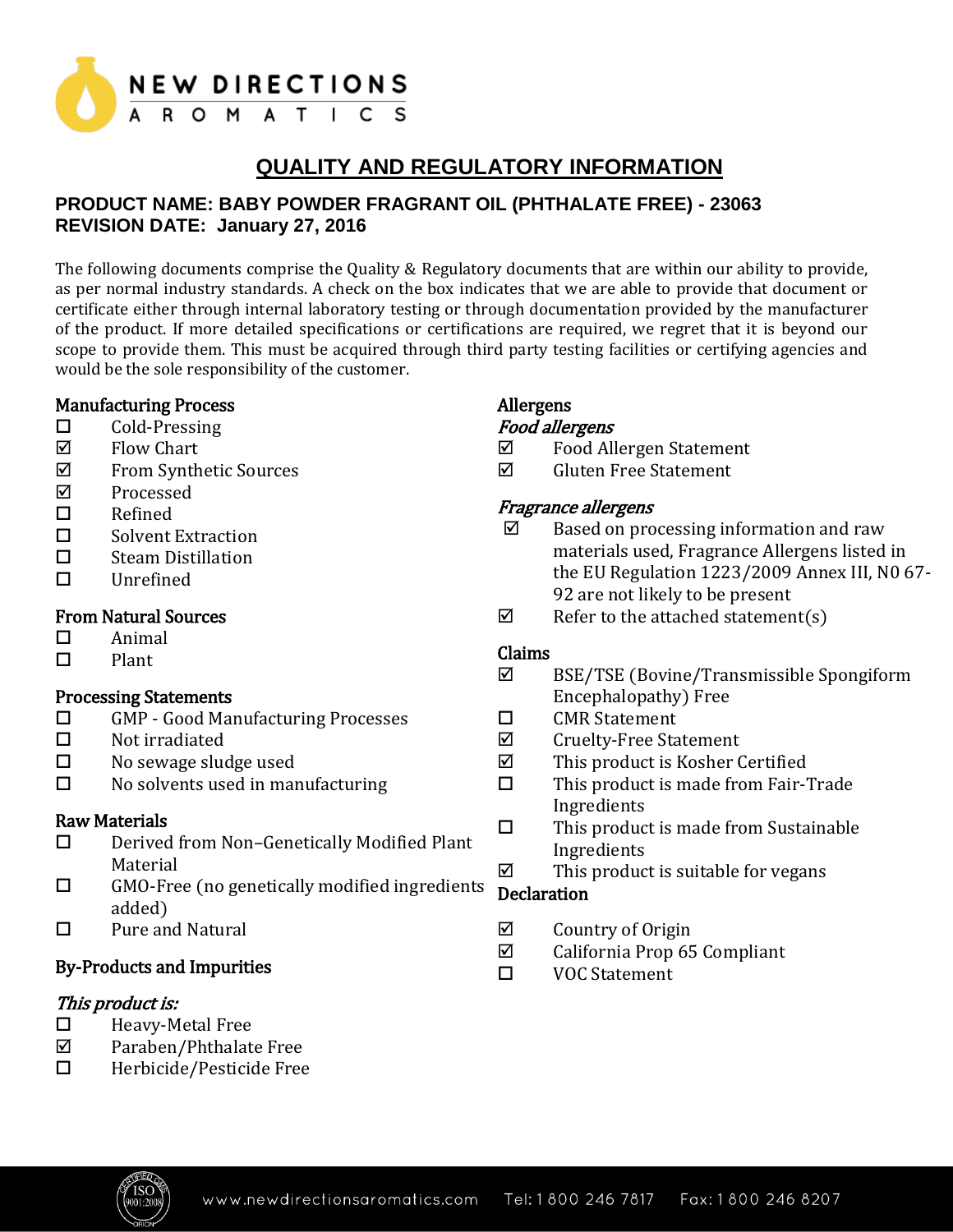NEW DIRECTIONS
AROMATICS

# QUALITY AND REGULATORY INFORMATION

## PRODUCT NAME: BABY POWDER FRAGRANT OIL (PHTHALATE FREE) - 23063
## REVISION DATE: January 27, 2016

The following documents comprise the Quality & Regulatory documents that are within our ability to provide, as per normal industry standards. A check on the box indicates that we are able to provide that document or certificate either through internal laboratory testing or through documentation provided by the manufacturer of the product. If more detailed specifications or certifications are required, we regret that it is beyond our scope to provide them. This must be acquired through third party testing facilities or certifying agencies and would be the sole responsibility of the customer.

### Manufacturing Process

- ☐ Cold-Pressing
- ☑ Flow Chart
- ☑ From Synthetic Sources
- ☑ Processed
- ☐ Refined
- ☐ Solvent Extraction
- ☐ Steam Distillation
- ☐ Unrefined

### From Natural Sources

- ☐ Animal
- ☐ Plant

### Processing Statements

- ☐ GMP - Good Manufacturing Processes
- ☐ Not irradiated
- ☐ No sewage sludge used
- ☐ No solvents used in manufacturing

### Raw Materials

- ☐ Derived from Non–Genetically Modified Plant Material
- ☐ GMO-Free (no genetically modified ingredients added)
- ☐ Pure and Natural

### By-Products and Impurities

*This product is:*

- ☐ Heavy-Metal Free
- ☑ Paraben/Phthalate Free
- ☐ Herbicide/Pesticide Free

### Allergens

*Food allergens*

- ☑ Food Allergen Statement
- ☑ Gluten Free Statement

*Fragrance allergens*

- ☑ Based on processing information and raw materials used, Fragrance Allergens listed in the EU Regulation 1223/2009 Annex III, N0 67-92 are not likely to be present
- ☑ Refer to the attached statement(s)

### Claims

- ☑ BSE/TSE (Bovine/Transmissible Spongiform Encephalopathy) Free
- ☐ CMR Statement
- ☑ Cruelty-Free Statement
- ☑ This product is Kosher Certified
- ☐ This product is made from Fair-Trade Ingredients
- ☐ This product is made from Sustainable Ingredients
- ☑ This product is suitable for vegans

### Declaration

- ☑ Country of Origin
- ☑ California Prop 65 Compliant
- ☐ VOC Statement

www.newdirectionsaromatics.com Tel: 1 800 246 7817 Fax: 1 800 246 8207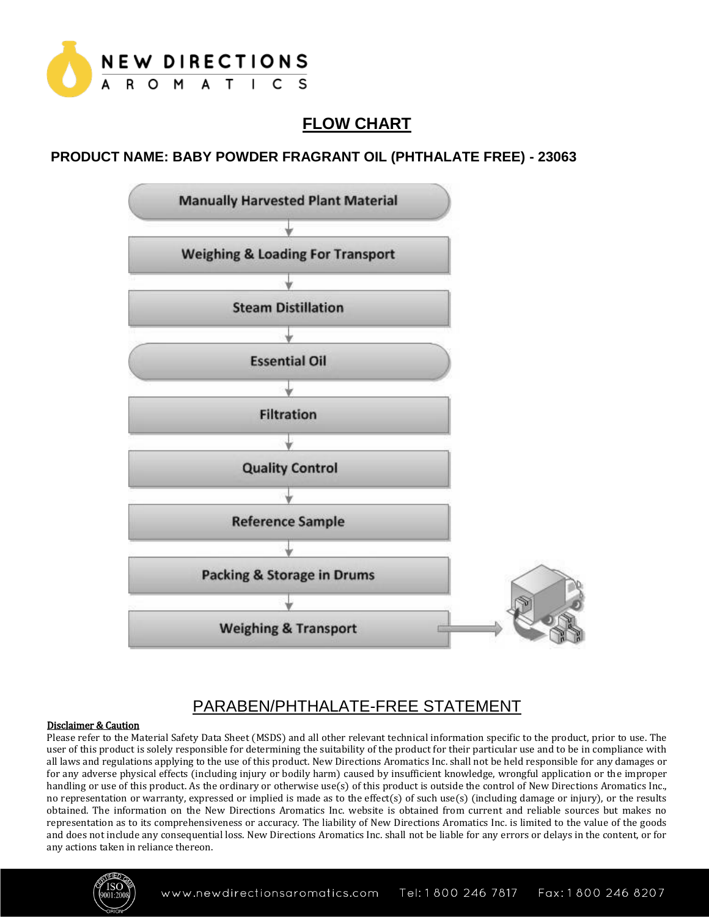# FLOW CHART

**PRODUCT NAME: BABY POWDER FRAGRANT OIL (PHTHALATE FREE) - 23063**

Manually Harvested Plant Material

↓

Weighing & Loading For Transport

↓

Steam Distillation

↓

Essential Oil

↓

Filtration

↓

Quality Control

↓

Reference Sample

↓

Packing & Storage in Drums

↓

Weighing & Transport

## PARABEN/PHTHALATE-FREE STATEMENT

**Disclaimer & Caution**

Please refer to the Material Safety Data Sheet (MSDS) and all other relevant technical information specific to the product, prior to use. The user of this product is solely responsible for determining the suitability of the product for their particular use and to be in compliance with all laws and regulations applying to the use of this product. New Directions Aromatics Inc. shall not be held responsible for any damages or for any adverse physical effects (including injury or bodily harm) caused by insufficient knowledge, wrongful application or the improper handling or use of this product. As the ordinary or otherwise use(s) of this product is outside the control of New Directions Aromatics Inc., no representation or warranty, expressed or implied is made as to the effect(s) of such use(s) (including damage or injury), or the results obtained. The information on the New Directions Aromatics Inc. website is obtained from current and reliable sources but makes no representation as to its comprehensiveness or accuracy. The liability of New Directions Aromatics Inc. is limited to the value of the goods and does not include any consequential loss. New Directions Aromatics Inc. shall not be liable for any errors or delays in the content, or for any actions taken in reliance thereon.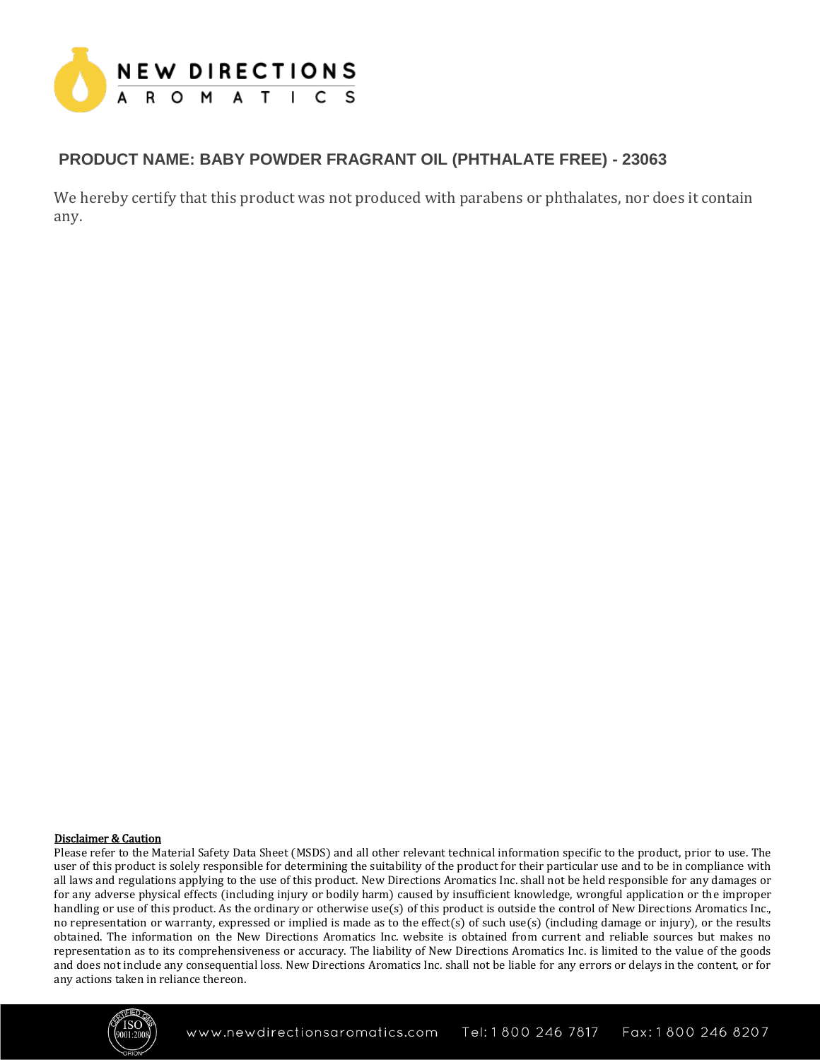## PRODUCT NAME: BABY POWDER FRAGRANT OIL (PHTHALATE FREE) - 23063

We hereby certify that this product was not produced with parabens or phthalates, nor does it contain any.

**Disclaimer & Caution**

Please refer to the Material Safety Data Sheet (MSDS) and all other relevant technical information specific to the product, prior to use. The user of this product is solely responsible for determining the suitability of the product for their particular use and to be in compliance with all laws and regulations applying to the use of this product. New Directions Aromatics Inc. shall not be held responsible for any damages or for any adverse physical effects (including injury or bodily harm) caused by insufficient knowledge, wrongful application or the improper handling or use of this product. As the ordinary or otherwise use(s) of this product is outside the control of New Directions Aromatics Inc., no representation or warranty, expressed or implied is made as to the effect(s) of such use(s) (including damage or injury), or the results obtained. The information on the New Directions Aromatics Inc. website is obtained from current and reliable sources but makes no representation as to its comprehensiveness or accuracy. The liability of New Directions Aromatics Inc. is limited to the value of the goods and does not include any consequential loss. New Directions Aromatics Inc. shall not be liable for any errors or delays in the content, or for any actions taken in reliance thereon.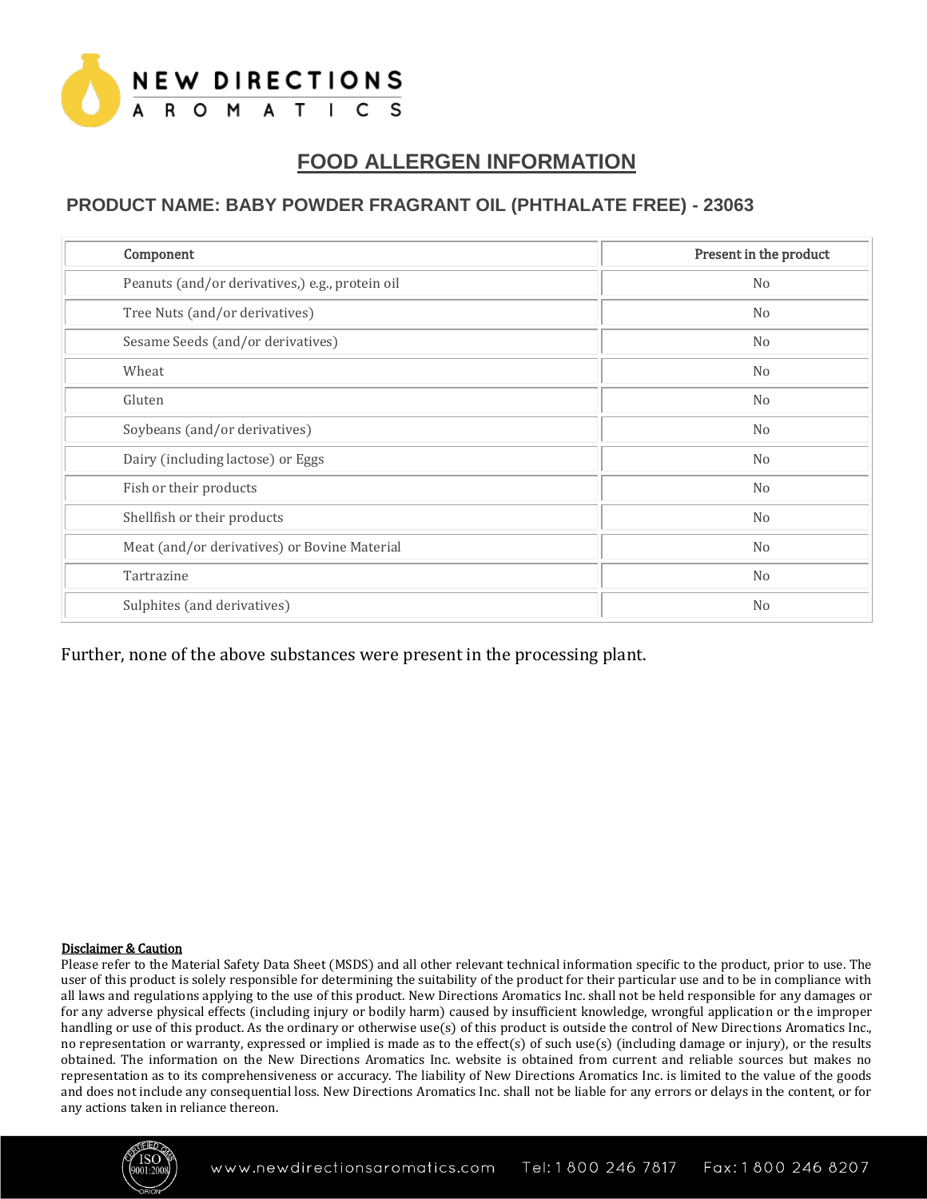# FOOD ALLERGEN INFORMATION

## PRODUCT NAME: BABY POWDER FRAGRANT OIL (PHTHALATE FREE) - 23063

| Component | Present in the product |
|---|---|
| Peanuts (and/or derivatives,) e.g., protein oil | No |
| Tree Nuts (and/or derivatives) | No |
| Sesame Seeds (and/or derivatives) | No |
| Wheat | No |
| Gluten | No |
| Soybeans (and/or derivatives) | No |
| Dairy (including lactose) or Eggs | No |
| Fish or their products | No |
| Shellfish or their products | No |
| Meat (and/or derivatives) or Bovine Material | No |
| Tartrazine | No |
| Sulphites (and derivatives) | No |

Further, none of the above substances were present in the processing plant.

**Disclaimer & Caution**

Please refer to the Material Safety Data Sheet (MSDS) and all other relevant technical information specific to the product, prior to use. The user of this product is solely responsible for determining the suitability of the product for their particular use and to be in compliance with all laws and regulations applying to the use of this product. New Directions Aromatics Inc. shall not be held responsible for any damages or for any adverse physical effects (including injury or bodily harm) caused by insufficient knowledge, wrongful application or the improper handling or use of this product. As the ordinary or otherwise use(s) of this product is outside the control of New Directions Aromatics Inc., no representation or warranty, expressed or implied is made as to the effect(s) of such use(s) (including damage or injury), or the results obtained. The information on the New Directions Aromatics Inc. website is obtained from current and reliable sources but makes no representation as to its comprehensiveness or accuracy. The liability of New Directions Aromatics Inc. is limited to the value of the goods and does not include any consequential loss. New Directions Aromatics Inc. shall not be liable for any errors or delays in the content, or for any actions taken in reliance thereon.

www.newdirectionsaromatics.com Tel: 1 800 246 7817 Fax: 1 800 246 8207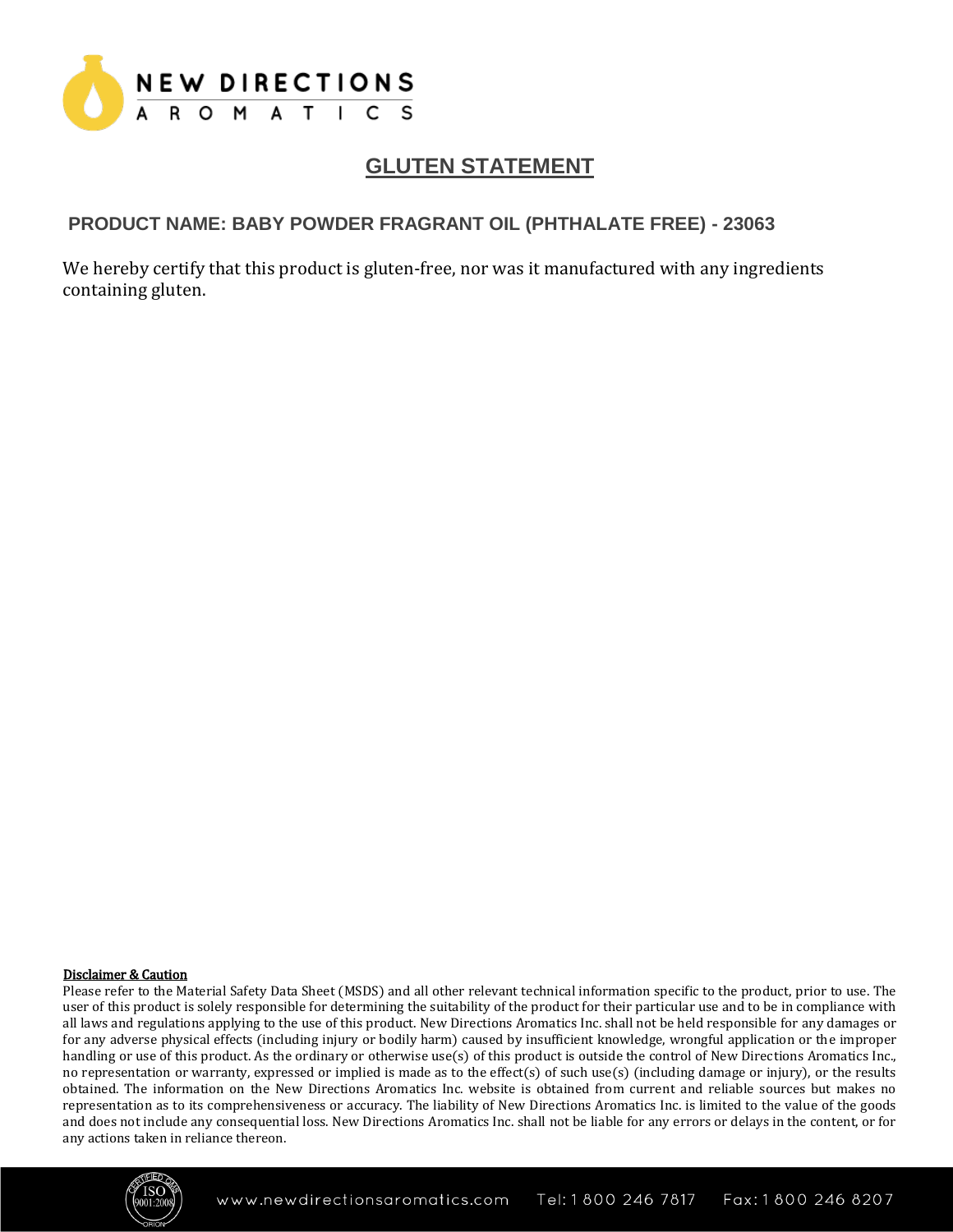# GLUTEN STATEMENT

## PRODUCT NAME: BABY POWDER FRAGRANT OIL (PHTHALATE FREE) - 23063

We hereby certify that this product is gluten-free, nor was it manufactured with any ingredients containing gluten.

**Disclaimer & Caution**

Please refer to the Material Safety Data Sheet (MSDS) and all other relevant technical information specific to the product, prior to use. The user of this product is solely responsible for determining the suitability of the product for their particular use and to be in compliance with all laws and regulations applying to the use of this product. New Directions Aromatics Inc. shall not be held responsible for any damages or for any adverse physical effects (including injury or bodily harm) caused by insufficient knowledge, wrongful application or the improper handling or use of this product. As the ordinary or otherwise use(s) of this product is outside the control of New Directions Aromatics Inc., no representation or warranty, expressed or implied is made as to the effect(s) of such use(s) (including damage or injury), or the results obtained. The information on the New Directions Aromatics Inc. website is obtained from current and reliable sources but makes no representation as to its comprehensiveness or accuracy. The liability of New Directions Aromatics Inc. is limited to the value of the goods and does not include any consequential loss. New Directions Aromatics Inc. shall not be liable for any errors or delays in the content, or for any actions taken in reliance thereon.

www.newdirectionsaromatics.com Tel: 1 800 246 7817 Fax: 1 800 246 8207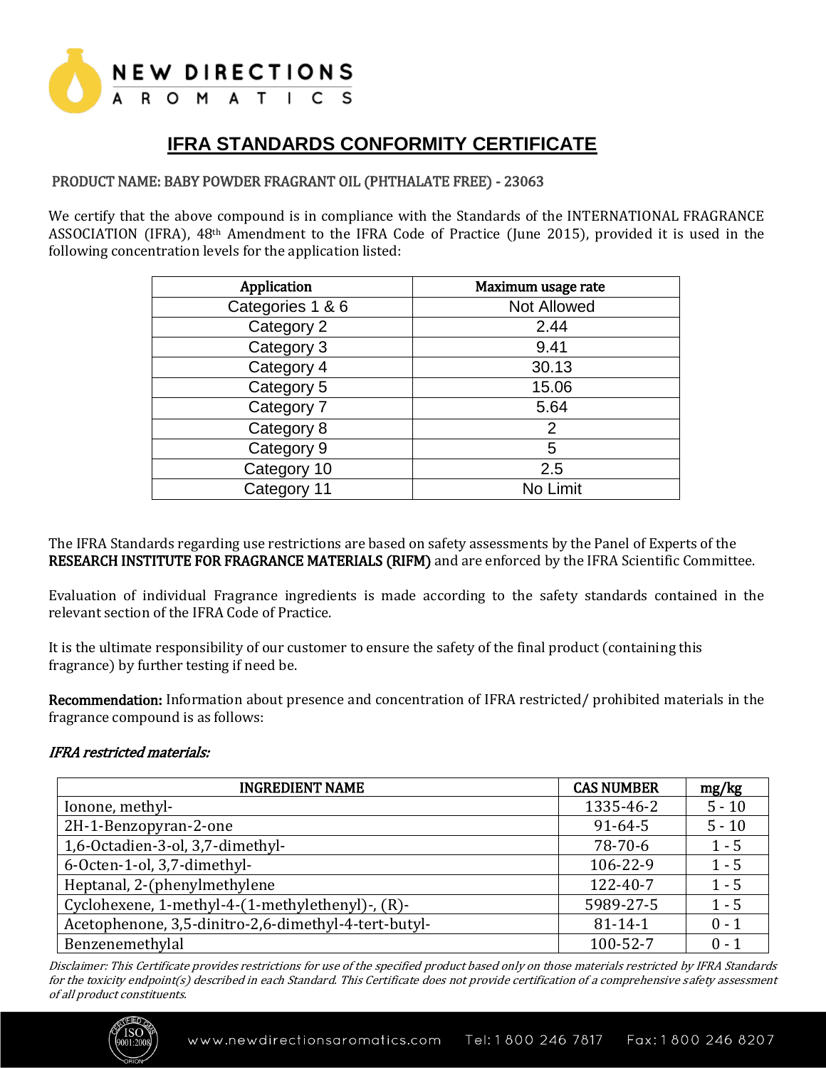NEW DIRECTIONS AROMATICS

# IFRA STANDARDS CONFORMITY CERTIFICATE

PRODUCT NAME: BABY POWDER FRAGRANT OIL (PHTHALATE FREE) - 23063

We certify that the above compound is in compliance with the Standards of the INTERNATIONAL FRAGRANCE ASSOCIATION (IFRA), 48th Amendment to the IFRA Code of Practice (June 2015), provided it is used in the following concentration levels for the application listed:

| Application | Maximum usage rate |
|---|---|
| Categories 1 & 6 | Not Allowed |
| Category 2 | 2.44 |
| Category 3 | 9.41 |
| Category 4 | 30.13 |
| Category 5 | 15.06 |
| Category 7 | 5.64 |
| Category 8 | 2 |
| Category 9 | 5 |
| Category 10 | 2.5 |
| Category 11 | No Limit |

The IFRA Standards regarding use restrictions are based on safety assessments by the Panel of Experts of the **RESEARCH INSTITUTE FOR FRAGRANCE MATERIALS (RIFM)** and are enforced by the IFRA Scientific Committee.

Evaluation of individual Fragrance ingredients is made according to the safety standards contained in the relevant section of the IFRA Code of Practice.

It is the ultimate responsibility of our customer to ensure the safety of the final product (containing this fragrance) by further testing if need be.

**Recommendation:** Information about presence and concentration of IFRA restricted/ prohibited materials in the fragrance compound is as follows:

***IFRA restricted materials:***

| INGREDIENT NAME | CAS NUMBER | mg/kg |
|---|---|---|
| Ionone, methyl- | 1335-46-2 | 5 - 10 |
| 2H-1-Benzopyran-2-one | 91-64-5 | 5 - 10 |
| 1,6-Octadien-3-ol, 3,7-dimethyl- | 78-70-6 | 1 - 5 |
| 6-Octen-1-ol, 3,7-dimethyl- | 106-22-9 | 1 - 5 |
| Heptanal, 2-(phenylmethylene | 122-40-7 | 1 - 5 |
| Cyclohexene, 1-methyl-4-(1-methylethenyl)-, (R)- | 5989-27-5 | 1 - 5 |
| Acetophenone, 3,5-dinitro-2,6-dimethyl-4-tert-butyl- | 81-14-1 | 0 - 1 |
| Benzenemethylal | 100-52-7 | 0 - 1 |

*Disclaimer: This Certificate provides restrictions for use of the specified product based only on those materials restricted by IFRA Standards for the toxicity endpoint(s) described in each Standard. This Certificate does not provide certification of a comprehensive safety assessment of all product constituents.*

www.newdirectionsaromatics.com Tel: 1 800 246 7817 Fax: 1 800 246 8207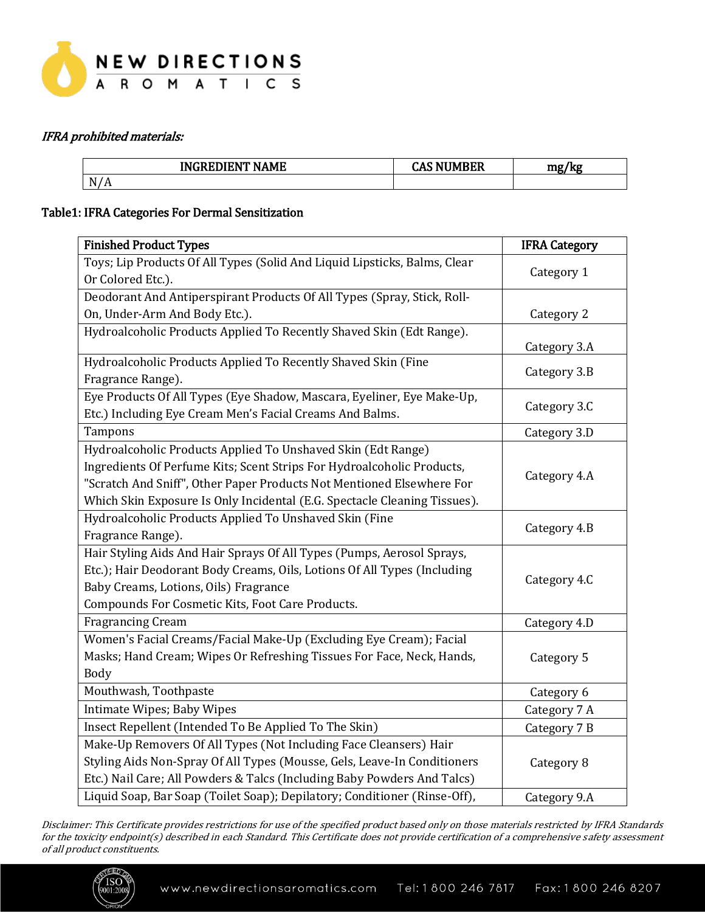*IFRA prohibited materials:*

| INGREDIENT NAME | CAS NUMBER | mg/kg |
|---|---|---|
| N/A | | |

**Table1: IFRA Categories For Dermal Sensitization**

| Finished Product Types | IFRA Category |
|---|---|
| Toys; Lip Products Of All Types (Solid And Liquid Lipsticks, Balms, Clear Or Colored Etc.). | Category 1 |
| Deodorant And Antiperspirant Products Of All Types (Spray, Stick, Roll-On, Under-Arm And Body Etc.). | Category 2 |
| Hydroalcoholic Products Applied To Recently Shaved Skin (Edt Range). | Category 3.A |
| Hydroalcoholic Products Applied To Recently Shaved Skin (Fine Fragrance Range). | Category 3.B |
| Eye Products Of All Types (Eye Shadow, Mascara, Eyeliner, Eye Make-Up, Etc.) Including Eye Cream Men's Facial Creams And Balms. | Category 3.C |
| Tampons | Category 3.D |
| Hydroalcoholic Products Applied To Unshaved Skin (Edt Range) Ingredients Of Perfume Kits; Scent Strips For Hydroalcoholic Products, "Scratch And Sniff", Other Paper Products Not Mentioned Elsewhere For Which Skin Exposure Is Only Incidental (E.G. Spectacle Cleaning Tissues). | Category 4.A |
| Hydroalcoholic Products Applied To Unshaved Skin (Fine Fragrance Range). | Category 4.B |
| Hair Styling Aids And Hair Sprays Of All Types (Pumps, Aerosol Sprays, Etc.); Hair Deodorant Body Creams, Oils, Lotions Of All Types (Including Baby Creams, Lotions, Oils) Fragrance Compounds For Cosmetic Kits, Foot Care Products. | Category 4.C |
| Fragrancing Cream | Category 4.D |
| Women's Facial Creams/Facial Make-Up (Excluding Eye Cream); Facial Masks; Hand Cream; Wipes Or Refreshing Tissues For Face, Neck, Hands, Body | Category 5 |
| Mouthwash, Toothpaste | Category 6 |
| Intimate Wipes; Baby Wipes | Category 7 A |
| Insect Repellent (Intended To Be Applied To The Skin) | Category 7 B |
| Make-Up Removers Of All Types (Not Including Face Cleansers) Hair Styling Aids Non-Spray Of All Types (Mousse, Gels, Leave-In Conditioners Etc.) Nail Care; All Powders & Talcs (Including Baby Powders And Talcs) | Category 8 |
| Liquid Soap, Bar Soap (Toilet Soap); Depilatory; Conditioner (Rinse-Off), | Category 9.A |

*Disclaimer: This Certificate provides restrictions for use of the specified product based only on those materials restricted by IFRA Standards for the toxicity endpoint(s) described in each Standard. This Certificate does not provide certification of a comprehensive safety assessment of all product constituents.*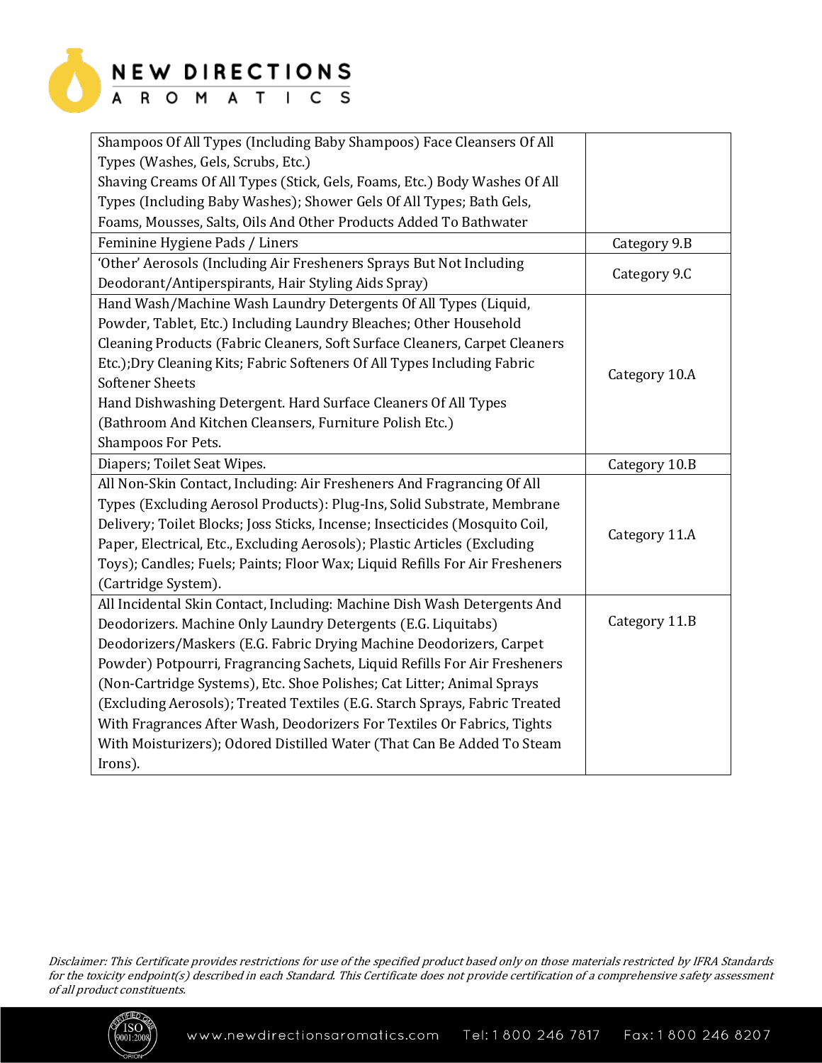| | |
|---|---|
| Shampoos Of All Types (Including Baby Shampoos) Face Cleansers Of All Types (Washes, Gels, Scrubs, Etc.) Shaving Creams Of All Types (Stick, Gels, Foams, Etc.) Body Washes Of All Types (Including Baby Washes); Shower Gels Of All Types; Bath Gels, Foams, Mousses, Salts, Oils And Other Products Added To Bathwater | |
| Feminine Hygiene Pads / Liners | Category 9.B |
| 'Other' Aerosols (Including Air Fresheners Sprays But Not Including Deodorant/Antiperspirants, Hair Styling Aids Spray) | Category 9.C |
| Hand Wash/Machine Wash Laundry Detergents Of All Types (Liquid, Powder, Tablet, Etc.) Including Laundry Bleaches; Other Household Cleaning Products (Fabric Cleaners, Soft Surface Cleaners, Carpet Cleaners Etc.);Dry Cleaning Kits; Fabric Softeners Of All Types Including Fabric Softener Sheets Hand Dishwashing Detergent. Hard Surface Cleaners Of All Types (Bathroom And Kitchen Cleansers, Furniture Polish Etc.) Shampoos For Pets. | Category 10.A |
| Diapers; Toilet Seat Wipes. | Category 10.B |
| All Non-Skin Contact, Including: Air Fresheners And Fragrancing Of All Types (Excluding Aerosol Products): Plug-Ins, Solid Substrate, Membrane Delivery; Toilet Blocks; Joss Sticks, Incense; Insecticides (Mosquito Coil, Paper, Electrical, Etc., Excluding Aerosols); Plastic Articles (Excluding Toys); Candles; Fuels; Paints; Floor Wax; Liquid Refills For Air Fresheners (Cartridge System). | Category 11.A |
| All Incidental Skin Contact, Including: Machine Dish Wash Detergents And Deodorizers. Machine Only Laundry Detergents (E.G. Liquitabs) Deodorizers/Maskers (E.G. Fabric Drying Machine Deodorizers, Carpet Powder) Potpourri, Fragrancing Sachets, Liquid Refills For Air Fresheners (Non-Cartridge Systems), Etc. Shoe Polishes; Cat Litter; Animal Sprays (Excluding Aerosols); Treated Textiles (E.G. Starch Sprays, Fabric Treated With Fragrances After Wash, Deodorizers For Textiles Or Fabrics, Tights With Moisturizers); Odored Distilled Water (That Can Be Added To Steam Irons). | Category 11.B |

*Disclaimer: This Certificate provides restrictions for use of the specified product based only on those materials restricted by IFRA Standards for the toxicity endpoint(s) described in each Standard. This Certificate does not provide certification of a comprehensive safety assessment of all product constituents.*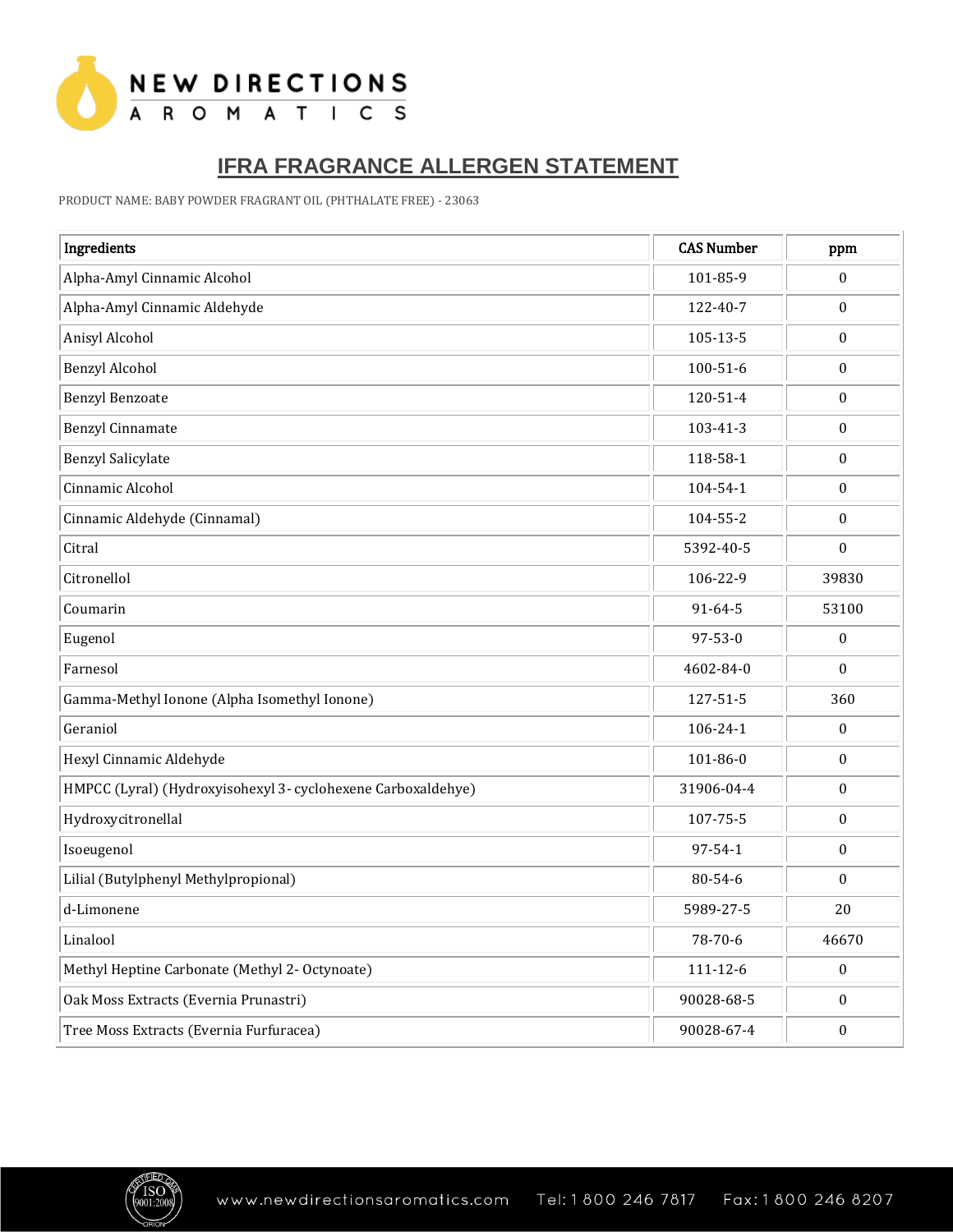# IFRA FRAGRANCE ALLERGEN STATEMENT

PRODUCT NAME: BABY POWDER FRAGRANT OIL (PHTHALATE FREE) - 23063

| Ingredients | CAS Number | ppm |
|---|---|---|
| Alpha-Amyl Cinnamic Alcohol | 101-85-9 | 0 |
| Alpha-Amyl Cinnamic Aldehyde | 122-40-7 | 0 |
| Anisyl Alcohol | 105-13-5 | 0 |
| Benzyl Alcohol | 100-51-6 | 0 |
| Benzyl Benzoate | 120-51-4 | 0 |
| Benzyl Cinnamate | 103-41-3 | 0 |
| Benzyl Salicylate | 118-58-1 | 0 |
| Cinnamic Alcohol | 104-54-1 | 0 |
| Cinnamic Aldehyde (Cinnamal) | 104-55-2 | 0 |
| Citral | 5392-40-5 | 0 |
| Citronellol | 106-22-9 | 39830 |
| Coumarin | 91-64-5 | 53100 |
| Eugenol | 97-53-0 | 0 |
| Farnesol | 4602-84-0 | 0 |
| Gamma-Methyl Ionone (Alpha Isomethyl Ionone) | 127-51-5 | 360 |
| Geraniol | 106-24-1 | 0 |
| Hexyl Cinnamic Aldehyde | 101-86-0 | 0 |
| HMPCC (Lyral) (Hydroxyisohexyl 3- cyclohexene Carboxaldehye) | 31906-04-4 | 0 |
| Hydroxycitronellal | 107-75-5 | 0 |
| Isoeugenol | 97-54-1 | 0 |
| Lilial (Butylphenyl Methylpropional) | 80-54-6 | 0 |
| d-Limonene | 5989-27-5 | 20 |
| Linalool | 78-70-6 | 46670 |
| Methyl Heptine Carbonate (Methyl 2- Octynoate) | 111-12-6 | 0 |
| Oak Moss Extracts (Evernia Prunastri) | 90028-68-5 | 0 |
| Tree Moss Extracts (Evernia Furfuracea) | 90028-67-4 | 0 |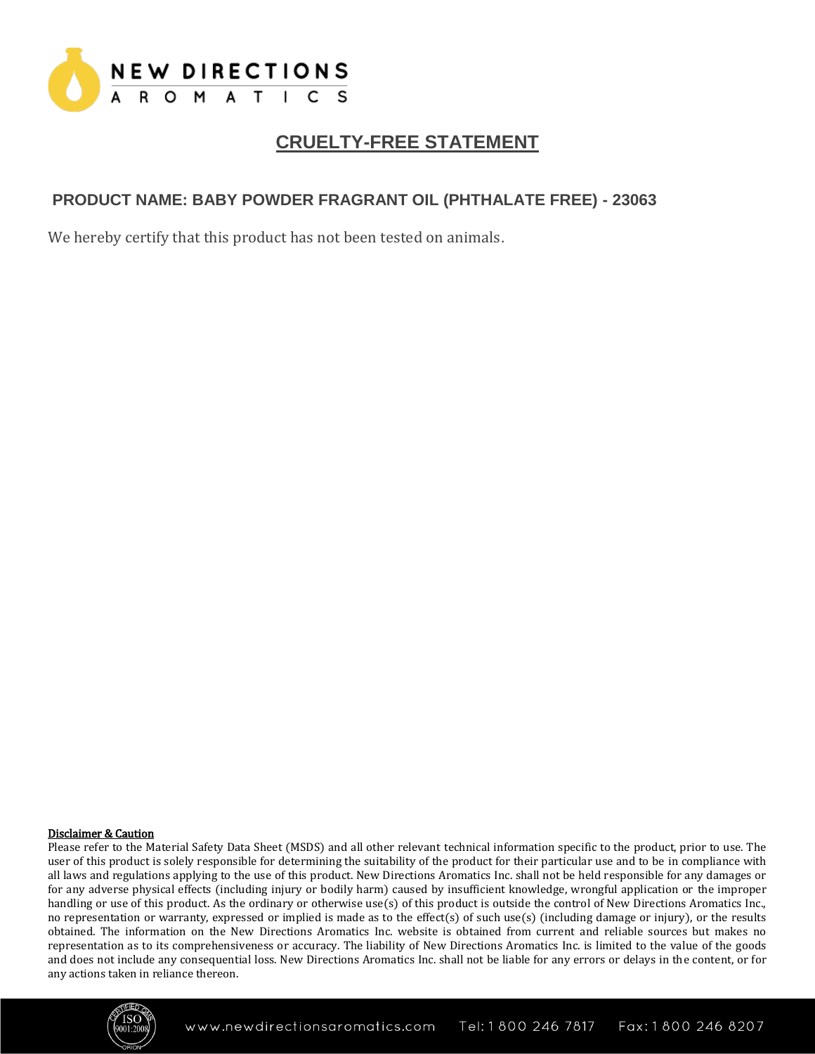NEW DIRECTIONS AROMATICS

# CRUELTY-FREE STATEMENT

## PRODUCT NAME: BABY POWDER FRAGRANT OIL (PHTHALATE FREE) - 23063

We hereby certify that this product has not been tested on animals.

**Disclaimer & Caution**

Please refer to the Material Safety Data Sheet (MSDS) and all other relevant technical information specific to the product, prior to use. The user of this product is solely responsible for determining the suitability of the product for their particular use and to be in compliance with all laws and regulations applying to the use of this product. New Directions Aromatics Inc. shall not be held responsible for any damages or for any adverse physical effects (including injury or bodily harm) caused by insufficient knowledge, wrongful application or the improper handling or use of this product. As the ordinary or otherwise use(s) of this product is outside the control of New Directions Aromatics Inc., no representation or warranty, expressed or implied is made as to the effect(s) of such use(s) (including damage or injury), or the results obtained. The information on the New Directions Aromatics Inc. website is obtained from current and reliable sources but makes no representation as to its comprehensiveness or accuracy. The liability of New Directions Aromatics Inc. is limited to the value of the goods and does not include any consequential loss. New Directions Aromatics Inc. shall not be liable for any errors or delays in the content, or for any actions taken in reliance thereon.

www.newdirectionsaromatics.com Tel: 1 800 246 7817 Fax: 1 800 246 8207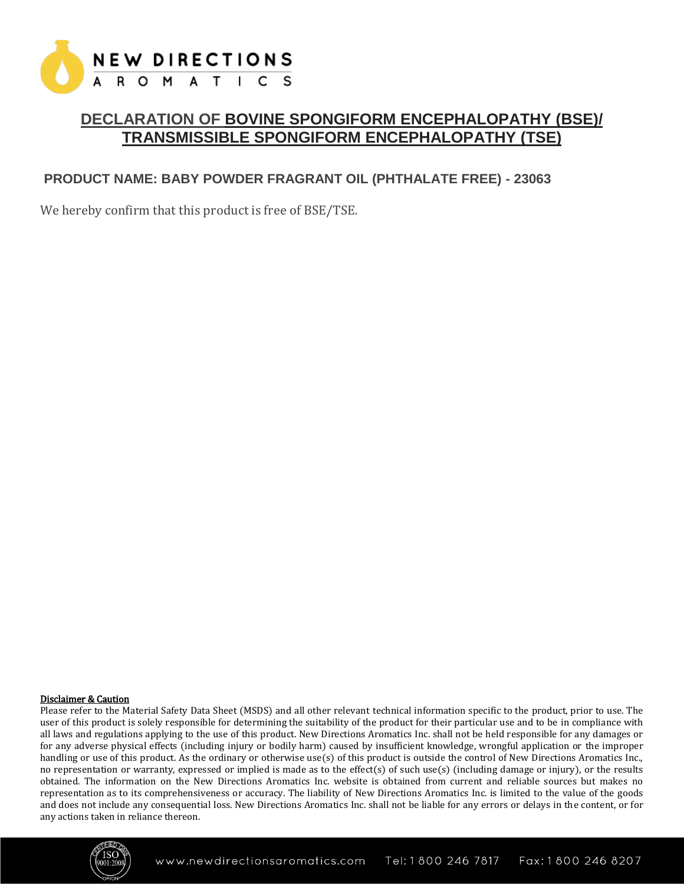# DECLARATION OF BOVINE SPONGIFORM ENCEPHALOPATHY (BSE)/ TRANSMISSIBLE SPONGIFORM ENCEPHALOPATHY (TSE)

## PRODUCT NAME: BABY POWDER FRAGRANT OIL (PHTHALATE FREE) - 23063

We hereby confirm that this product is free of BSE/TSE.

**Disclaimer & Caution**

Please refer to the Material Safety Data Sheet (MSDS) and all other relevant technical information specific to the product, prior to use. The user of this product is solely responsible for determining the suitability of the product for their particular use and to be in compliance with all laws and regulations applying to the use of this product. New Directions Aromatics Inc. shall not be held responsible for any damages or for any adverse physical effects (including injury or bodily harm) caused by insufficient knowledge, wrongful application or the improper handling or use of this product. As the ordinary or otherwise use(s) of this product is outside the control of New Directions Aromatics Inc., no representation or warranty, expressed or implied is made as to the effect(s) of such use(s) (including damage or injury), or the results obtained. The information on the New Directions Aromatics Inc. website is obtained from current and reliable sources but makes no representation as to its comprehensiveness or accuracy. The liability of New Directions Aromatics Inc. is limited to the value of the goods and does not include any consequential loss. New Directions Aromatics Inc. shall not be liable for any errors or delays in the content, or for any actions taken in reliance thereon.

www.newdirectionsaromatics.com Tel: 1 800 246 7817 Fax: 1 800 246 8207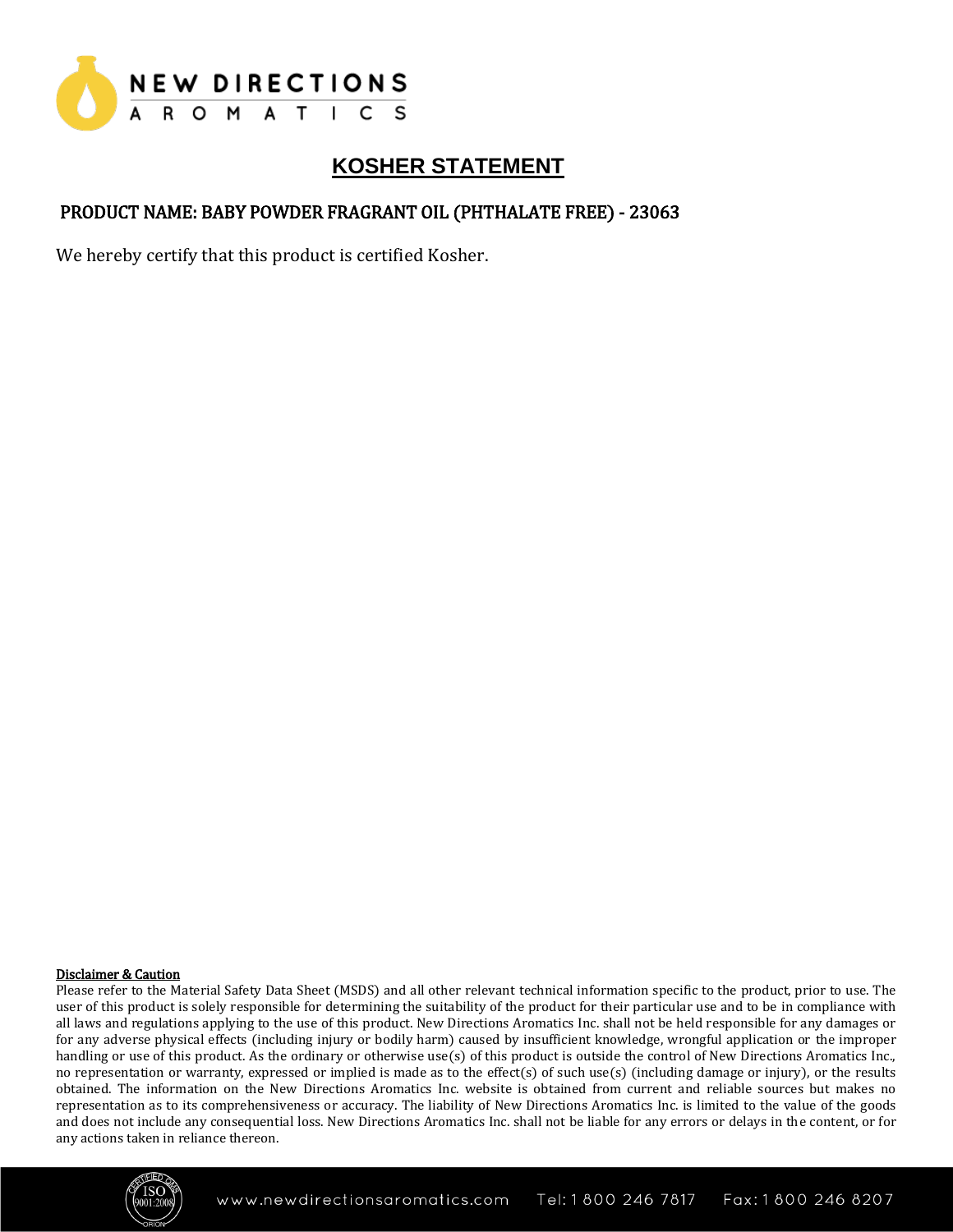# KOSHER STATEMENT

## PRODUCT NAME: BABY POWDER FRAGRANT OIL (PHTHALATE FREE) - 23063

We hereby certify that this product is certified Kosher.

**Disclaimer & Caution**

Please refer to the Material Safety Data Sheet (MSDS) and all other relevant technical information specific to the product, prior to use. The user of this product is solely responsible for determining the suitability of the product for their particular use and to be in compliance with all laws and regulations applying to the use of this product. New Directions Aromatics Inc. shall not be held responsible for any damages or for any adverse physical effects (including injury or bodily harm) caused by insufficient knowledge, wrongful application or the improper handling or use of this product. As the ordinary or otherwise use(s) of this product is outside the control of New Directions Aromatics Inc., no representation or warranty, expressed or implied is made as to the effect(s) of such use(s) (including damage or injury), or the results obtained. The information on the New Directions Aromatics Inc. website is obtained from current and reliable sources but makes no representation as to its comprehensiveness or accuracy. The liability of New Directions Aromatics Inc. is limited to the value of the goods and does not include any consequential loss. New Directions Aromatics Inc. shall not be liable for any errors or delays in the content, or for any actions taken in reliance thereon.

www.newdirectionsaromatics.com Tel: 1 800 246 7817 Fax: 1 800 246 8207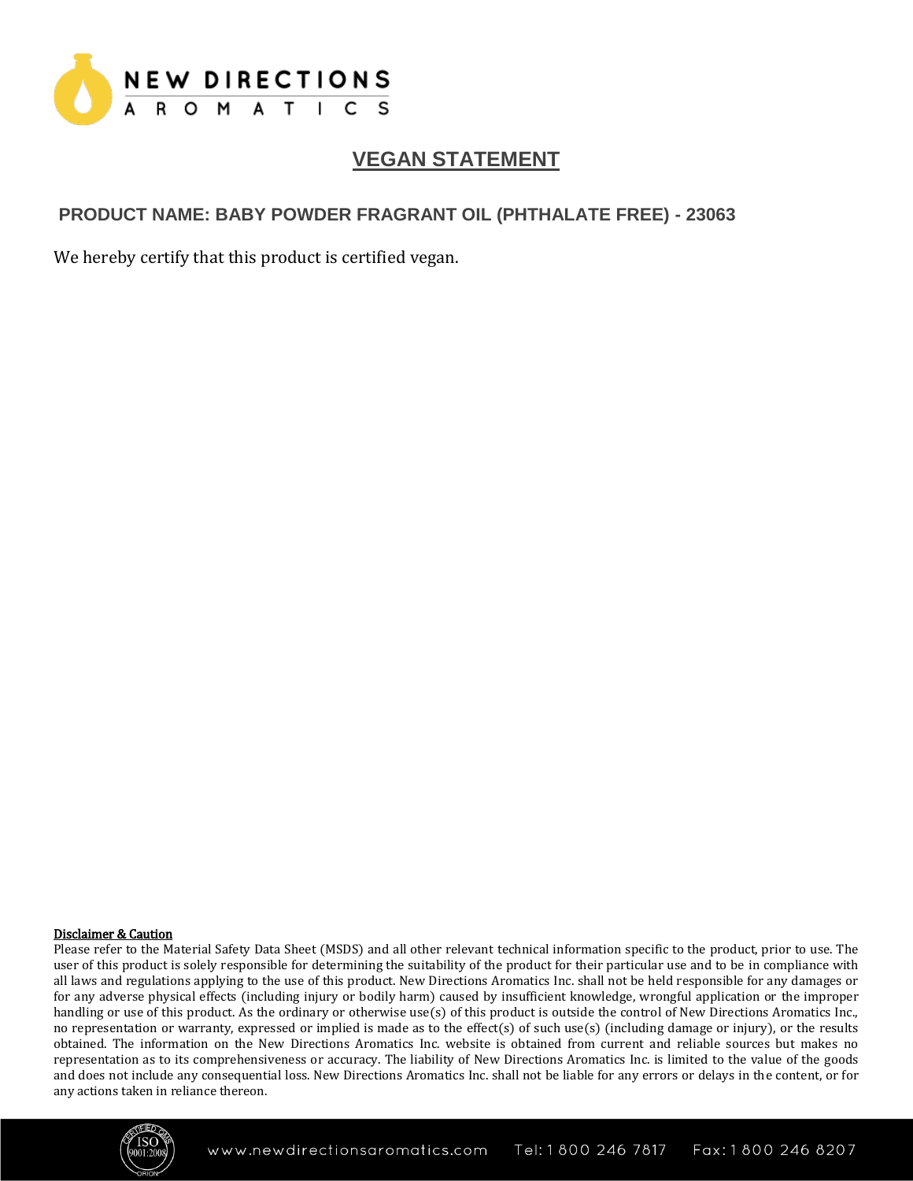# VEGAN STATEMENT

## PRODUCT NAME: BABY POWDER FRAGRANT OIL (PHTHALATE FREE) - 23063

We hereby certify that this product is certified vegan.

**Disclaimer & Caution**

Please refer to the Material Safety Data Sheet (MSDS) and all other relevant technical information specific to the product, prior to use. The user of this product is solely responsible for determining the suitability of the product for their particular use and to be in compliance with all laws and regulations applying to the use of this product. New Directions Aromatics Inc. shall not be held responsible for any damages or for any adverse physical effects (including injury or bodily harm) caused by insufficient knowledge, wrongful application or the improper handling or use of this product. As the ordinary or otherwise use(s) of this product is outside the control of New Directions Aromatics Inc., no representation or warranty, expressed or implied is made as to the effect(s) of such use(s) (including damage or injury), or the results obtained. The information on the New Directions Aromatics Inc. website is obtained from current and reliable sources but makes no representation as to its comprehensiveness or accuracy. The liability of New Directions Aromatics Inc. is limited to the value of the goods and does not include any consequential loss. New Directions Aromatics Inc. shall not be liable for any errors or delays in the content, or for any actions taken in reliance thereon.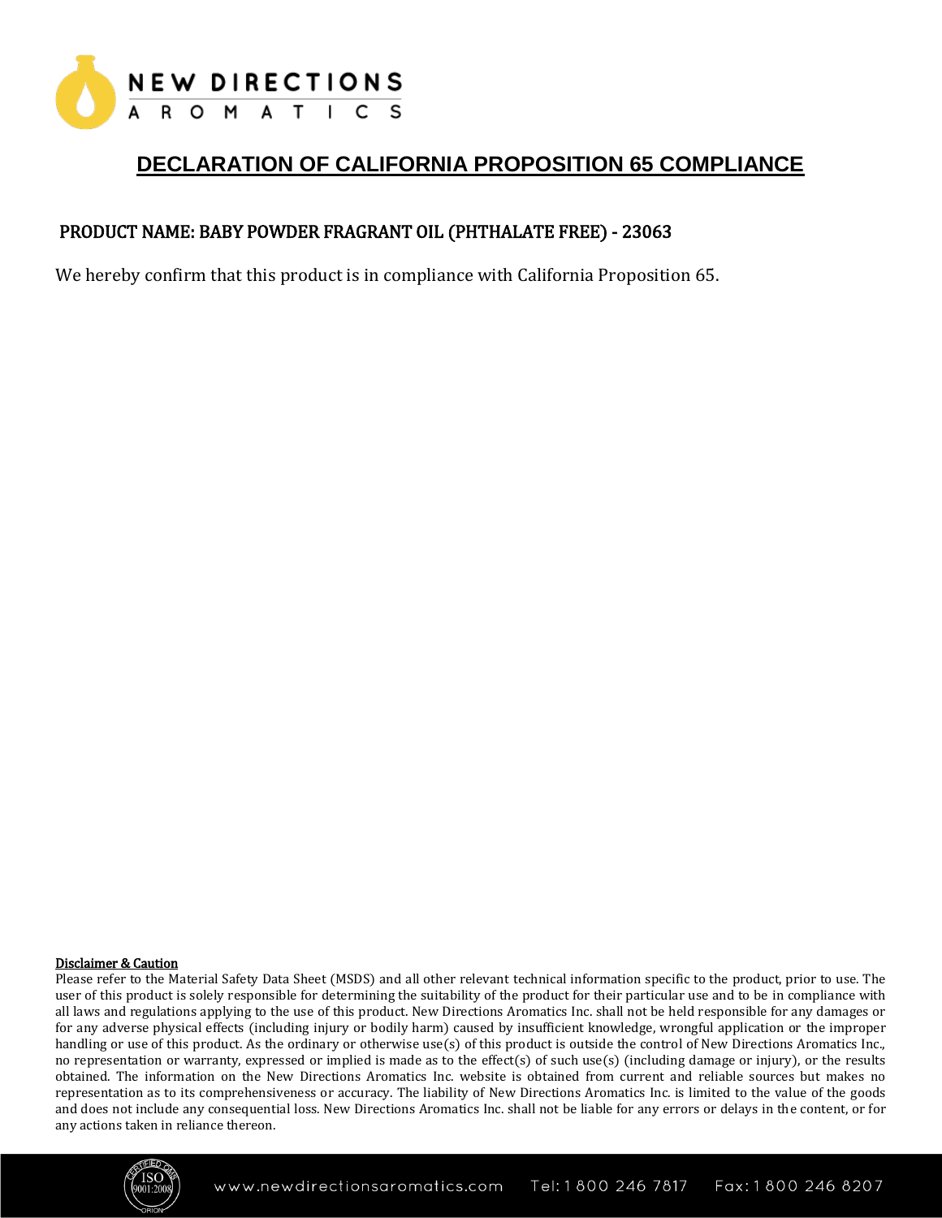# DECLARATION OF CALIFORNIA PROPOSITION 65 COMPLIANCE

## PRODUCT NAME: BABY POWDER FRAGRANT OIL (PHTHALATE FREE) - 23063

We hereby confirm that this product is in compliance with California Proposition 65.

**Disclaimer & Caution**

Please refer to the Material Safety Data Sheet (MSDS) and all other relevant technical information specific to the product, prior to use. The user of this product is solely responsible for determining the suitability of the product for their particular use and to be in compliance with all laws and regulations applying to the use of this product. New Directions Aromatics Inc. shall not be held responsible for any damages or for any adverse physical effects (including injury or bodily harm) caused by insufficient knowledge, wrongful application or the improper handling or use of this product. As the ordinary or otherwise use(s) of this product is outside the control of New Directions Aromatics Inc., no representation or warranty, expressed or implied is made as to the effect(s) of such use(s) (including damage or injury), or the results obtained. The information on the New Directions Aromatics Inc. website is obtained from current and reliable sources but makes no representation as to its comprehensiveness or accuracy. The liability of New Directions Aromatics Inc. is limited to the value of the goods and does not include any consequential loss. New Directions Aromatics Inc. shall not be liable for any errors or delays in the content, or for any actions taken in reliance thereon.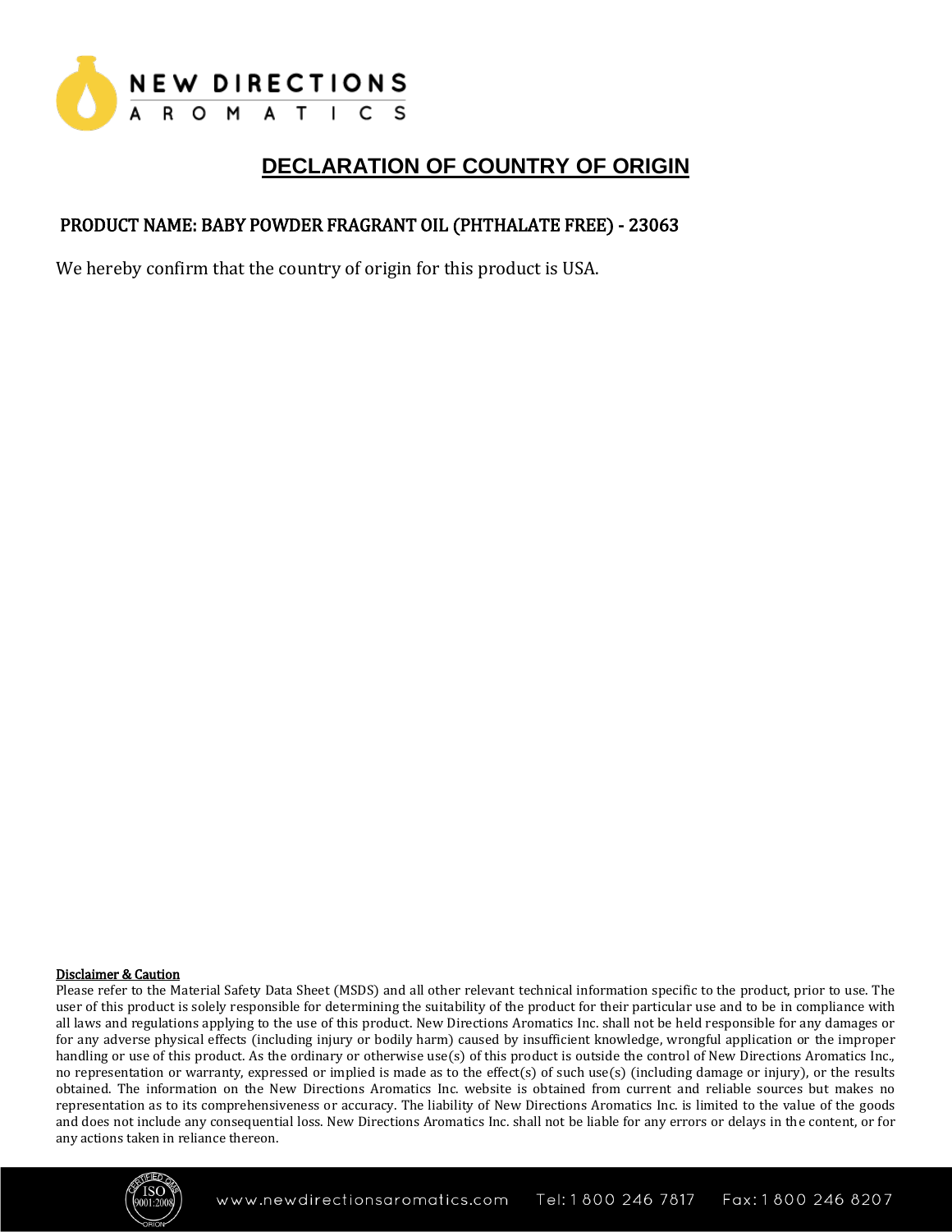# DECLARATION OF COUNTRY OF ORIGIN

## PRODUCT NAME: BABY POWDER FRAGRANT OIL (PHTHALATE FREE) - 23063

We hereby confirm that the country of origin for this product is USA.

**Disclaimer & Caution**

Please refer to the Material Safety Data Sheet (MSDS) and all other relevant technical information specific to the product, prior to use. The user of this product is solely responsible for determining the suitability of the product for their particular use and to be in compliance with all laws and regulations applying to the use of this product. New Directions Aromatics Inc. shall not be held responsible for any damages or for any adverse physical effects (including injury or bodily harm) caused by insufficient knowledge, wrongful application or the improper handling or use of this product. As the ordinary or otherwise use(s) of this product is outside the control of New Directions Aromatics Inc., no representation or warranty, expressed or implied is made as to the effect(s) of such use(s) (including damage or injury), or the results obtained. The information on the New Directions Aromatics Inc. website is obtained from current and reliable sources but makes no representation as to its comprehensiveness or accuracy. The liability of New Directions Aromatics Inc. is limited to the value of the goods and does not include any consequential loss. New Directions Aromatics Inc. shall not be liable for any errors or delays in the content, or for any actions taken in reliance thereon.

www.newdirectionsaromatics.com Tel: 1 800 246 7817 Fax: 1 800 246 8207